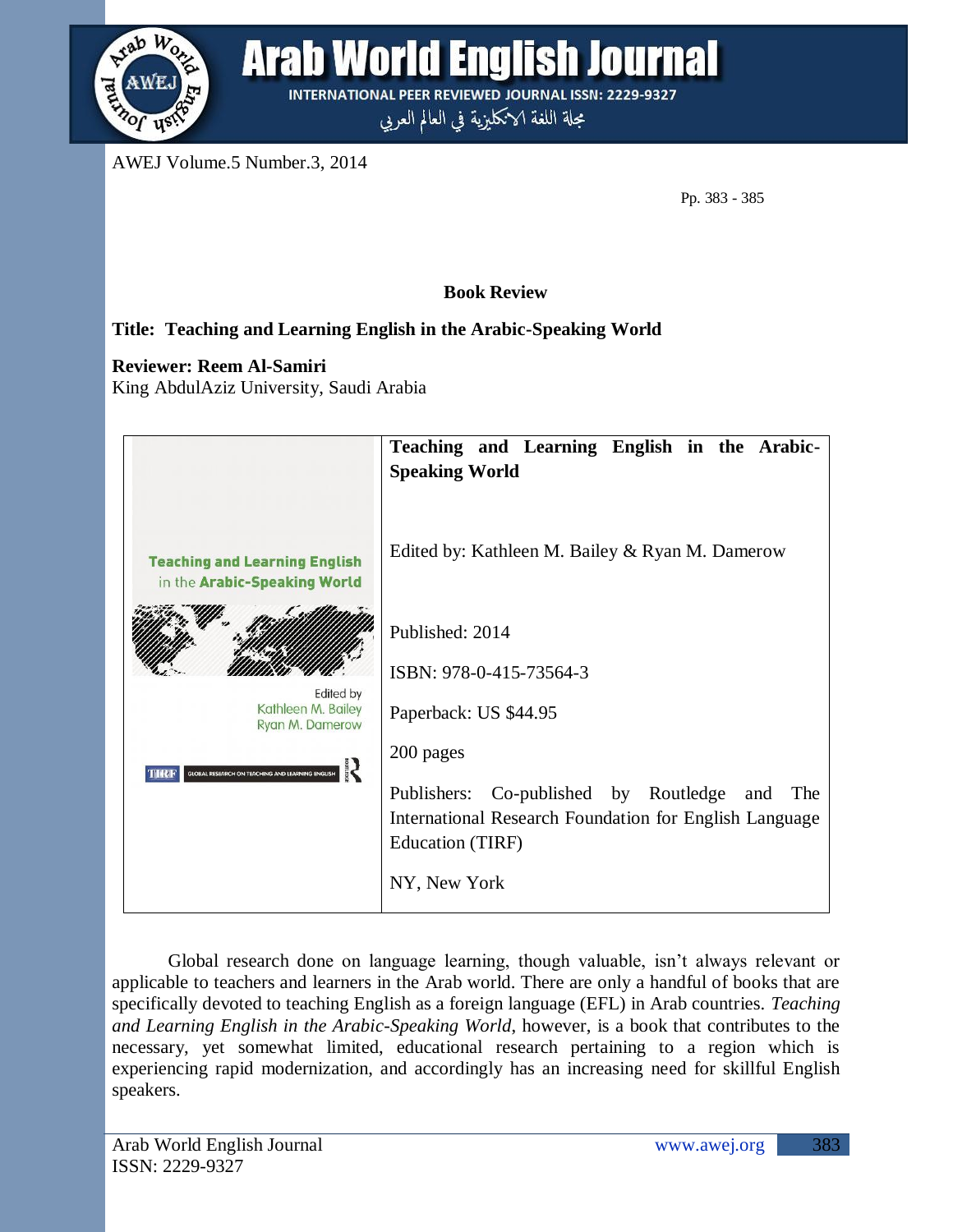**Book Review**

**Title: Teaching and Learning English in the Arabic-Speaking World**

**Reviewer: Reem Al-Samiri**
King AbdulAziz University, Saudi Arabia

| | **Teaching and Learning English in the Arabic-Speaking World** |
|---|---|
| | Edited by: Kathleen M. Bailey & Ryan M. Damerow |
| | Published: 2014 |
| | ISBN: 978-0-415-73564-3 |
| | Paperback: US $44.95 |
| | 200 pages |
| | Publishers: Co-published by Routledge and The International Research Foundation for English Language Education (TIRF) |
| | NY, New York |

Global research done on language learning, though valuable, isn't always relevant or applicable to teachers and learners in the Arab world. There are only a handful of books that are specifically devoted to teaching English as a foreign language (EFL) in Arab countries. *Teaching and Learning English in the Arabic-Speaking World*, however, is a book that contributes to the necessary, yet somewhat limited, educational research pertaining to a region which is experiencing rapid modernization, and accordingly has an increasing need for skillful English speakers.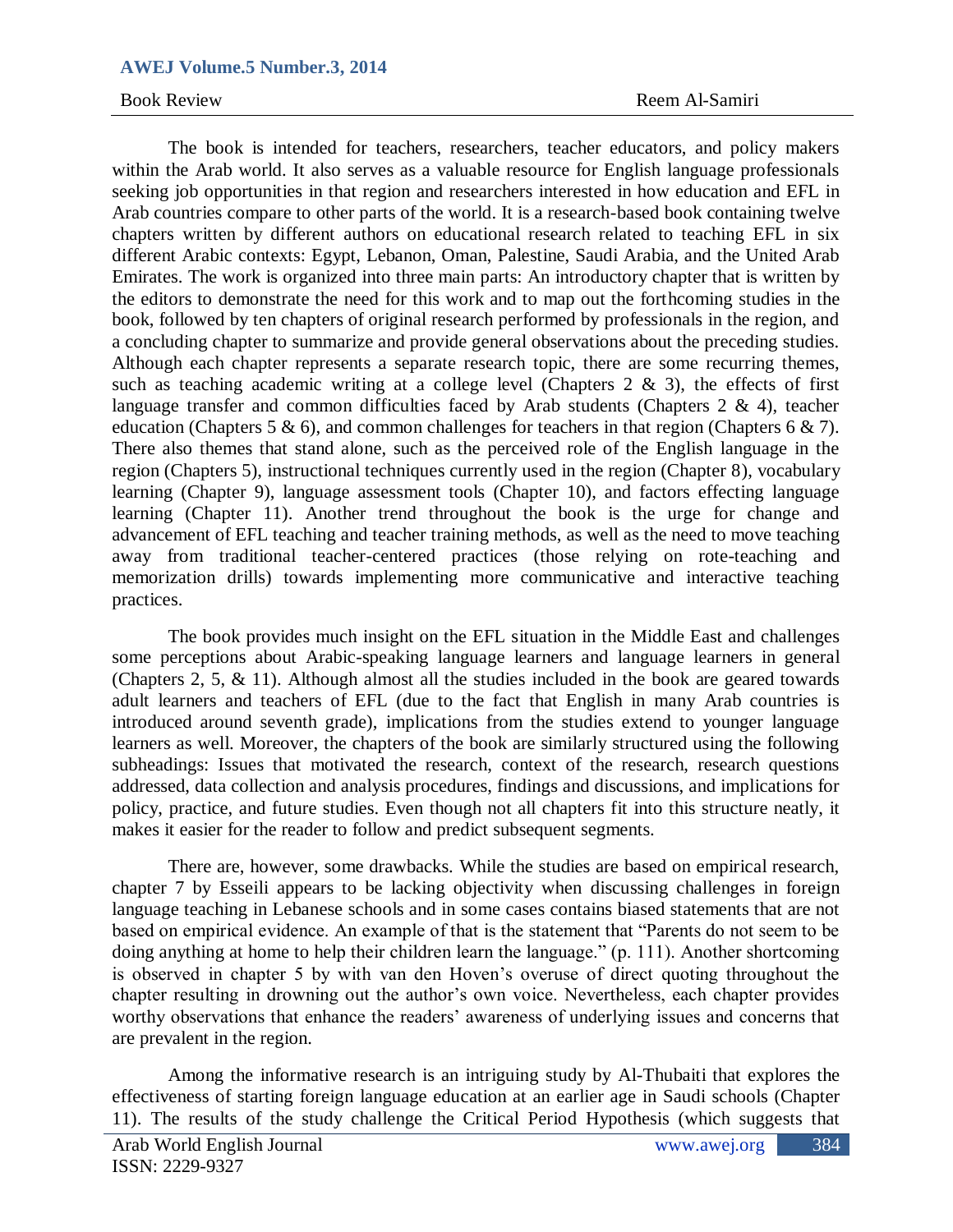The book is intended for teachers, researchers, teacher educators, and policy makers within the Arab world. It also serves as a valuable resource for English language professionals seeking job opportunities in that region and researchers interested in how education and EFL in Arab countries compare to other parts of the world. It is a research-based book containing twelve chapters written by different authors on educational research related to teaching EFL in six different Arabic contexts: Egypt, Lebanon, Oman, Palestine, Saudi Arabia, and the United Arab Emirates. The work is organized into three main parts: An introductory chapter that is written by the editors to demonstrate the need for this work and to map out the forthcoming studies in the book, followed by ten chapters of original research performed by professionals in the region, and a concluding chapter to summarize and provide general observations about the preceding studies. Although each chapter represents a separate research topic, there are some recurring themes, such as teaching academic writing at a college level (Chapters 2 & 3), the effects of first language transfer and common difficulties faced by Arab students (Chapters 2 & 4), teacher education (Chapters 5 & 6), and common challenges for teachers in that region (Chapters 6 & 7). There also themes that stand alone, such as the perceived role of the English language in the region (Chapters 5), instructional techniques currently used in the region (Chapter 8), vocabulary learning (Chapter 9), language assessment tools (Chapter 10), and factors effecting language learning (Chapter 11). Another trend throughout the book is the urge for change and advancement of EFL teaching and teacher training methods, as well as the need to move teaching away from traditional teacher-centered practices (those relying on rote-teaching and memorization drills) towards implementing more communicative and interactive teaching practices.

The book provides much insight on the EFL situation in the Middle East and challenges some perceptions about Arabic-speaking language learners and language learners in general (Chapters 2, 5, & 11). Although almost all the studies included in the book are geared towards adult learners and teachers of EFL (due to the fact that English in many Arab countries is introduced around seventh grade), implications from the studies extend to younger language learners as well. Moreover, the chapters of the book are similarly structured using the following subheadings: Issues that motivated the research, context of the research, research questions addressed, data collection and analysis procedures, findings and discussions, and implications for policy, practice, and future studies. Even though not all chapters fit into this structure neatly, it makes it easier for the reader to follow and predict subsequent segments.

There are, however, some drawbacks. While the studies are based on empirical research, chapter 7 by Esseili appears to be lacking objectivity when discussing challenges in foreign language teaching in Lebanese schools and in some cases contains biased statements that are not based on empirical evidence. An example of that is the statement that "Parents do not seem to be doing anything at home to help their children learn the language." (p. 111). Another shortcoming is observed in chapter 5 by with van den Hoven's overuse of direct quoting throughout the chapter resulting in drowning out the author's own voice. Nevertheless, each chapter provides worthy observations that enhance the readers' awareness of underlying issues and concerns that are prevalent in the region.

Among the informative research is an intriguing study by Al-Thubaiti that explores the effectiveness of starting foreign language education at an earlier age in Saudi schools (Chapter 11). The results of the study challenge the Critical Period Hypothesis (which suggests that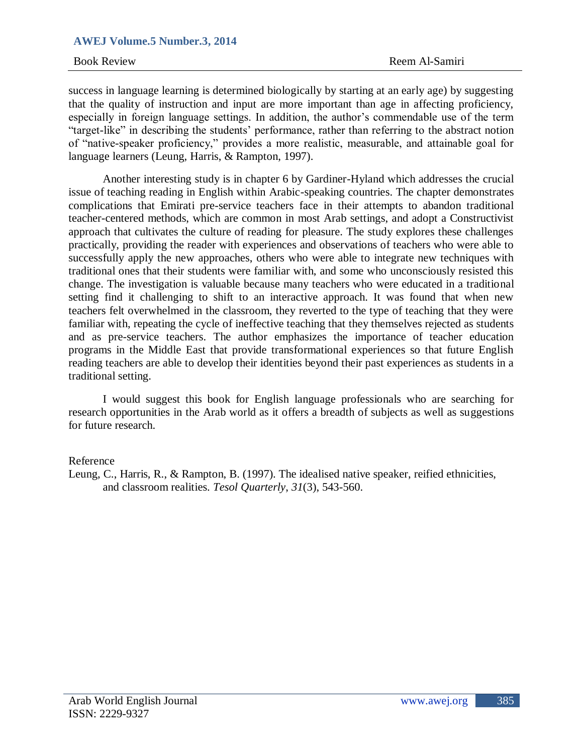success in language learning is determined biologically by starting at an early age) by suggesting that the quality of instruction and input are more important than age in affecting proficiency, especially in foreign language settings. In addition, the author's commendable use of the term "target-like" in describing the students' performance, rather than referring to the abstract notion of "native-speaker proficiency," provides a more realistic, measurable, and attainable goal for language learners (Leung, Harris, & Rampton, 1997).

Another interesting study is in chapter 6 by Gardiner-Hyland which addresses the crucial issue of teaching reading in English within Arabic-speaking countries. The chapter demonstrates complications that Emirati pre-service teachers face in their attempts to abandon traditional teacher-centered methods, which are common in most Arab settings, and adopt a Constructivist approach that cultivates the culture of reading for pleasure. The study explores these challenges practically, providing the reader with experiences and observations of teachers who were able to successfully apply the new approaches, others who were able to integrate new techniques with traditional ones that their students were familiar with, and some who unconsciously resisted this change. The investigation is valuable because many teachers who were educated in a traditional setting find it challenging to shift to an interactive approach. It was found that when new teachers felt overwhelmed in the classroom, they reverted to the type of teaching that they were familiar with, repeating the cycle of ineffective teaching that they themselves rejected as students and as pre-service teachers. The author emphasizes the importance of teacher education programs in the Middle East that provide transformational experiences so that future English reading teachers are able to develop their identities beyond their past experiences as students in a traditional setting.

I would suggest this book for English language professionals who are searching for research opportunities in the Arab world as it offers a breadth of subjects as well as suggestions for future research.

Reference

Leung, C., Harris, R., & Rampton, B. (1997). The idealised native speaker, reified ethnicities, and classroom realities. *Tesol Quarterly*, *31*(3), 543-560.